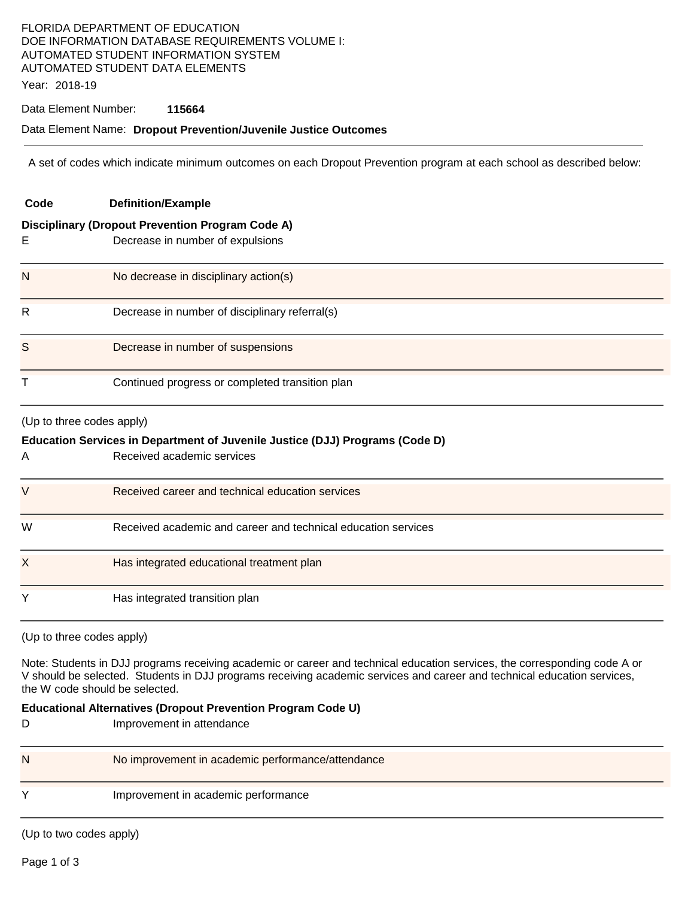FLORIDA DEPARTMENT OF EDUCATION
DOE INFORMATION DATABASE REQUIREMENTS VOLUME I:
AUTOMATED STUDENT INFORMATION SYSTEM
AUTOMATED STUDENT DATA ELEMENTS

Year: 2018-19

Data Element Number: **115664**

Data Element Name: **Dropout Prevention/Juvenile Justice Outcomes**

---

A set of codes which indicate minimum outcomes on each Dropout Prevention program at each school as described below:

**Disciplinary (Dropout Prevention Program Code A)**

| Code | Definition/Example |
|---|---|
| E | Decrease in number of expulsions |
| N | No decrease in disciplinary action(s) |
| R | Decrease in number of disciplinary referral(s) |
| S | Decrease in number of suspensions |
| T | Continued progress or completed transition plan |

(Up to three codes apply)

**Education Services in Department of Juvenile Justice (DJJ) Programs (Code D)**

| Code | Definition/Example |
|---|---|
| A | Received academic services |
| V | Received career and technical education services |
| W | Received academic and career and technical education services |
| X | Has integrated educational treatment plan |
| Y | Has integrated transition plan |

(Up to three codes apply)

Note: Students in DJJ programs receiving academic or career and technical education services, the corresponding code A or V should be selected. Students in DJJ programs receiving academic services and career and technical education services, the W code should be selected.

**Educational Alternatives (Dropout Prevention Program Code U)**

| Code | Definition/Example |
|---|---|
| D | Improvement in attendance |
| N | No improvement in academic performance/attendance |
| Y | Improvement in academic performance |

(Up to two codes apply)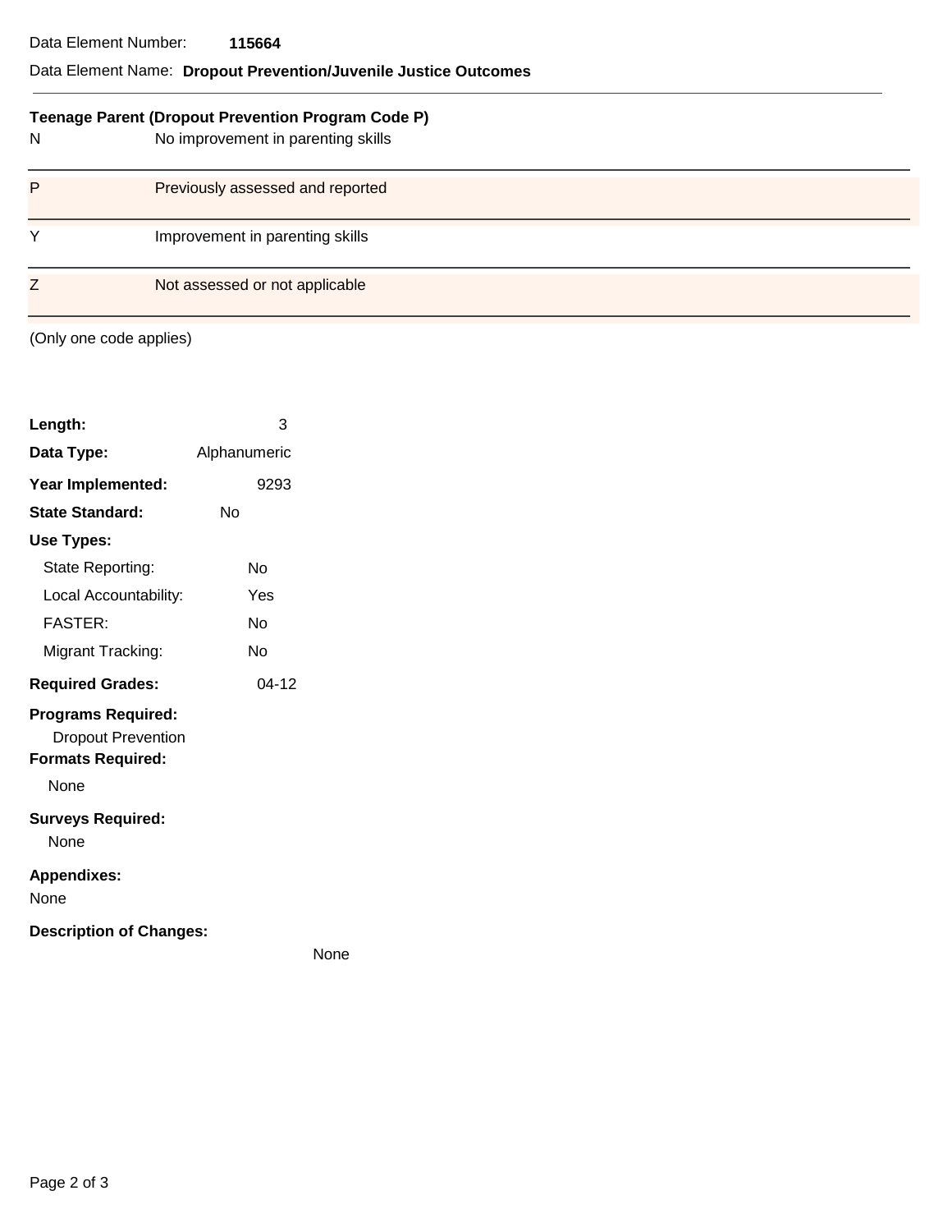Data Element Number: **115664**

Data Element Name: **Dropout Prevention/Juvenile Justice Outcomes**

**Teenage Parent (Dropout Prevention Program Code P)**

| Code | Description |
|---|---|
| N | No improvement in parenting skills |
| P | Previously assessed and reported |
| Y | Improvement in parenting skills |
| Z | Not assessed or not applicable |

(Only one code applies)

**Length:** 3

**Data Type:** Alphanumeric

**Year Implemented:** 9293

**State Standard:** No

**Use Types:**

- State Reporting: No
- Local Accountability: Yes
- FASTER: No
- Migrant Tracking: No

**Required Grades:** 04-12

**Programs Required:**

Dropout Prevention

**Formats Required:**

None

**Surveys Required:**

None

**Appendixes:**

None

**Description of Changes:**

None